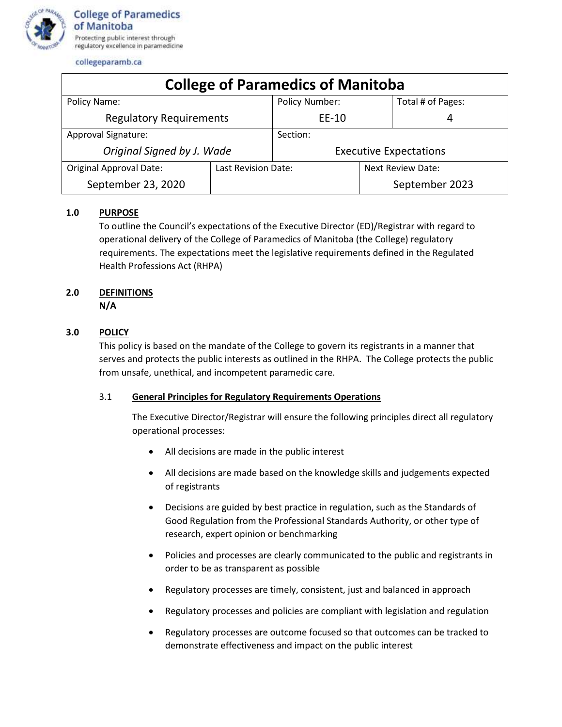College of Paramedics of Manitoba

Protecting public interest through regulatory excellence in paramedicine

collegeparamb.ca

| College of Paramedics of Manitoba | | |
|---|---|---|
| Policy Name: Regulatory Requirements | Policy Number: EE-10 | Total # of Pages: 4 |
| Approval Signature: *Original Signed by J. Wade* | Section: Executive Expectations | |
| Original Approval Date: September 23, 2020 | Last Revision Date: | Next Review Date: September 2023 |

## 1.0 PURPOSE

To outline the Council's expectations of the Executive Director (ED)/Registrar with regard to operational delivery of the College of Paramedics of Manitoba (the College) regulatory requirements. The expectations meet the legislative requirements defined in the Regulated Health Professions Act (RHPA)

## 2.0 DEFINITIONS

**N/A**

## 3.0 POLICY

This policy is based on the mandate of the College to govern its registrants in a manner that serves and protects the public interests as outlined in the RHPA. The College protects the public from unsafe, unethical, and incompetent paramedic care.

### 3.1 General Principles for Regulatory Requirements Operations

The Executive Director/Registrar will ensure the following principles direct all regulatory operational processes:

- All decisions are made in the public interest
- All decisions are made based on the knowledge skills and judgements expected of registrants
- Decisions are guided by best practice in regulation, such as the Standards of Good Regulation from the Professional Standards Authority, or other type of research, expert opinion or benchmarking
- Policies and processes are clearly communicated to the public and registrants in order to be as transparent as possible
- Regulatory processes are timely, consistent, just and balanced in approach
- Regulatory processes and policies are compliant with legislation and regulation
- Regulatory processes are outcome focused so that outcomes can be tracked to demonstrate effectiveness and impact on the public interest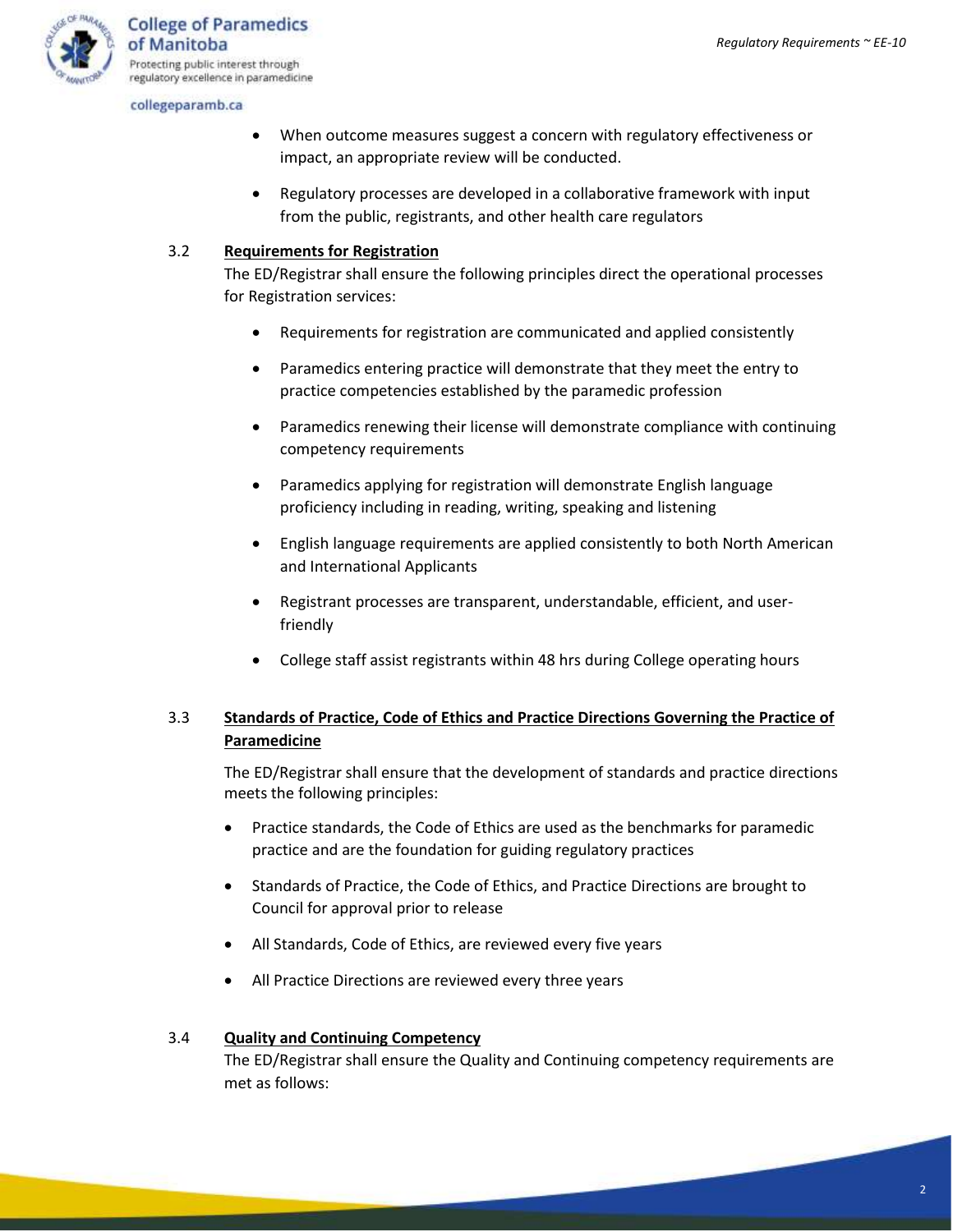- When outcome measures suggest a concern with regulatory effectiveness or impact, an appropriate review will be conducted.
- Regulatory processes are developed in a collaborative framework with input from the public, registrants, and other health care regulators

3.2 **Requirements for Registration**

The ED/Registrar shall ensure the following principles direct the operational processes for Registration services:

- Requirements for registration are communicated and applied consistently
- Paramedics entering practice will demonstrate that they meet the entry to practice competencies established by the paramedic profession
- Paramedics renewing their license will demonstrate compliance with continuing competency requirements
- Paramedics applying for registration will demonstrate English language proficiency including in reading, writing, speaking and listening
- English language requirements are applied consistently to both North American and International Applicants
- Registrant processes are transparent, understandable, efficient, and user-friendly
- College staff assist registrants within 48 hrs during College operating hours

3.3 **Standards of Practice, Code of Ethics and Practice Directions Governing the Practice of Paramedicine**

The ED/Registrar shall ensure that the development of standards and practice directions meets the following principles:

- Practice standards, the Code of Ethics are used as the benchmarks for paramedic practice and are the foundation for guiding regulatory practices
- Standards of Practice, the Code of Ethics, and Practice Directions are brought to Council for approval prior to release
- All Standards, Code of Ethics, are reviewed every five years
- All Practice Directions are reviewed every three years

3.4 **Quality and Continuing Competency**

The ED/Registrar shall ensure the Quality and Continuing competency requirements are met as follows: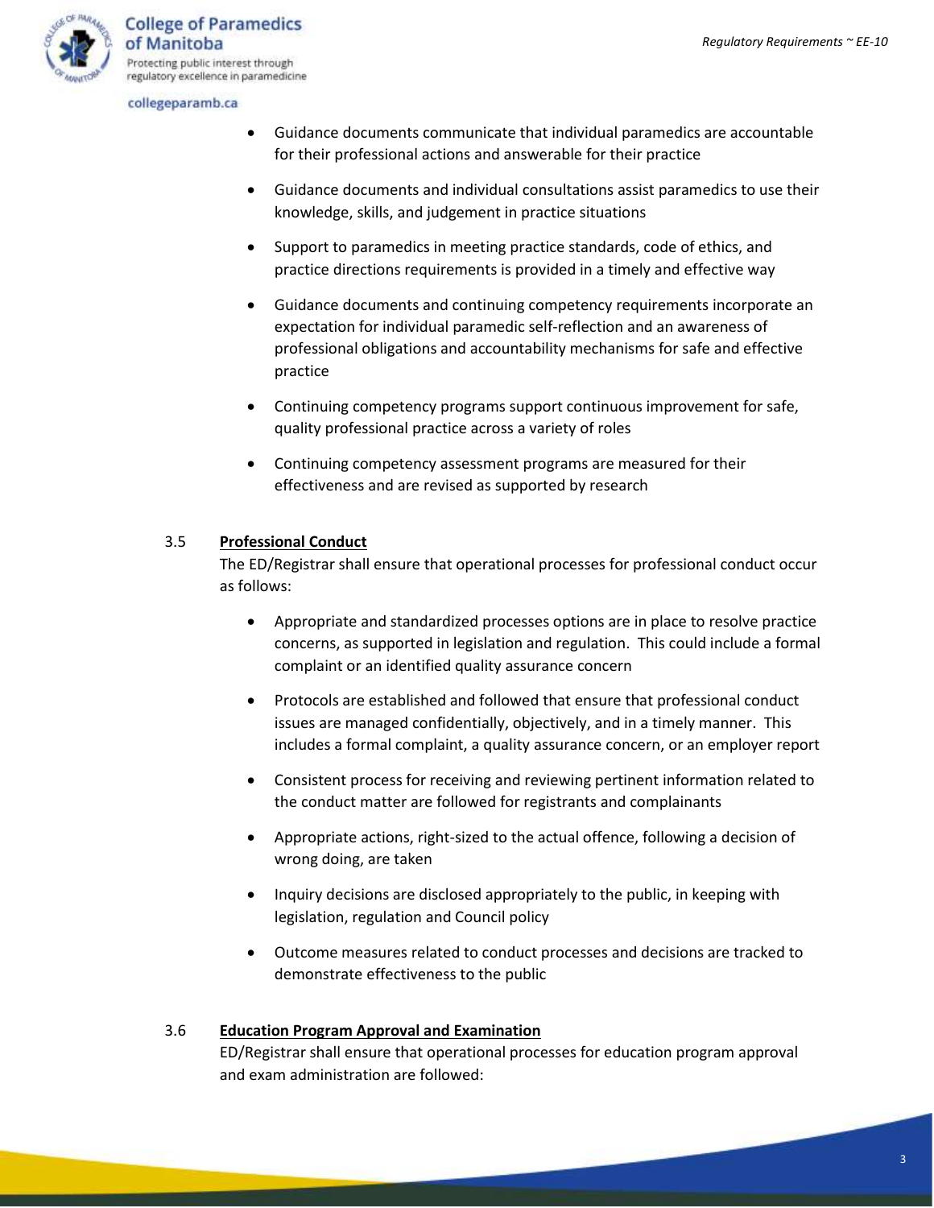- Guidance documents communicate that individual paramedics are accountable for their professional actions and answerable for their practice
- Guidance documents and individual consultations assist paramedics to use their knowledge, skills, and judgement in practice situations
- Support to paramedics in meeting practice standards, code of ethics, and practice directions requirements is provided in a timely and effective way
- Guidance documents and continuing competency requirements incorporate an expectation for individual paramedic self-reflection and an awareness of professional obligations and accountability mechanisms for safe and effective practice
- Continuing competency programs support continuous improvement for safe, quality professional practice across a variety of roles
- Continuing competency assessment programs are measured for their effectiveness and are revised as supported by research

3.5 **Professional Conduct**

The ED/Registrar shall ensure that operational processes for professional conduct occur as follows:

- Appropriate and standardized processes options are in place to resolve practice concerns, as supported in legislation and regulation. This could include a formal complaint or an identified quality assurance concern
- Protocols are established and followed that ensure that professional conduct issues are managed confidentially, objectively, and in a timely manner. This includes a formal complaint, a quality assurance concern, or an employer report
- Consistent process for receiving and reviewing pertinent information related to the conduct matter are followed for registrants and complainants
- Appropriate actions, right-sized to the actual offence, following a decision of wrong doing, are taken
- Inquiry decisions are disclosed appropriately to the public, in keeping with legislation, regulation and Council policy
- Outcome measures related to conduct processes and decisions are tracked to demonstrate effectiveness to the public

3.6 **Education Program Approval and Examination**

ED/Registrar shall ensure that operational processes for education program approval and exam administration are followed: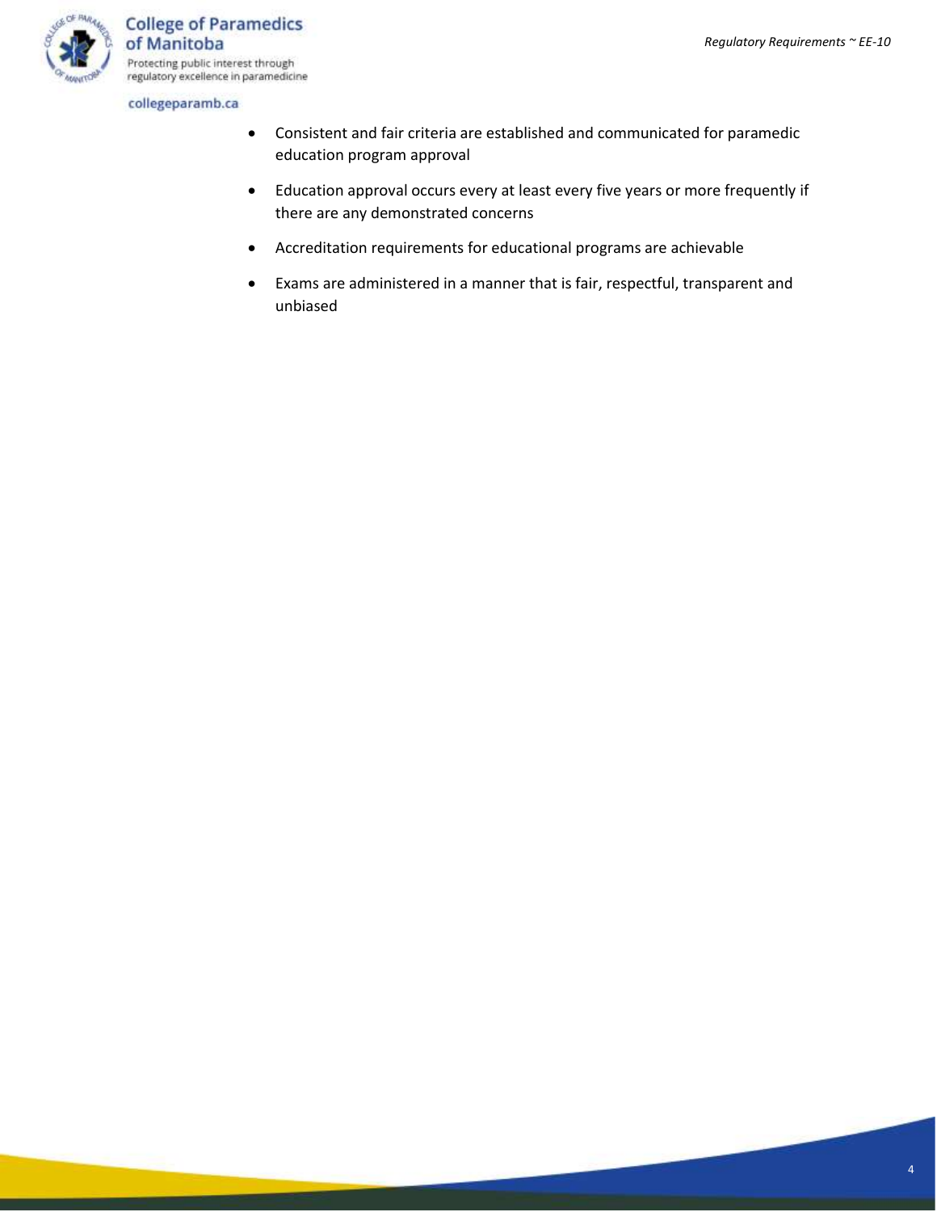- Consistent and fair criteria are established and communicated for paramedic education program approval
- Education approval occurs every at least every five years or more frequently if there are any demonstrated concerns
- Accreditation requirements for educational programs are achievable
- Exams are administered in a manner that is fair, respectful, transparent and unbiased